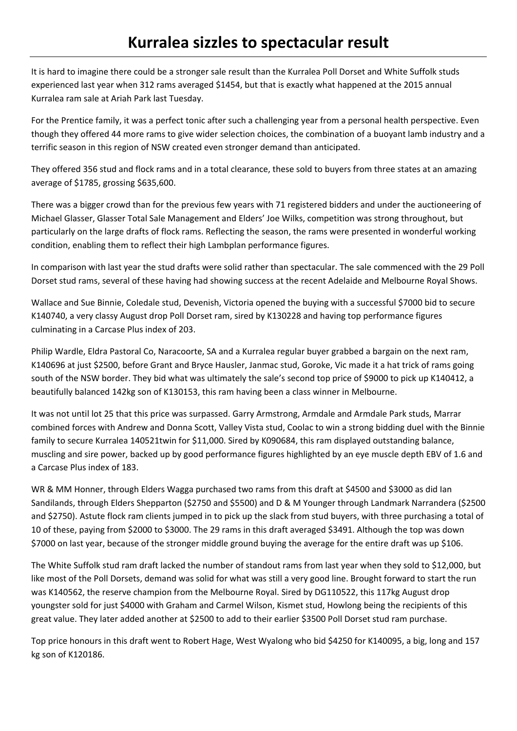# Kurralea sizzles to spectacular result

It is hard to imagine there could be a stronger sale result than the Kurralea Poll Dorset and White Suffolk studs experienced last year when 312 rams averaged $1454, but that is exactly what happened at the 2015 annual Kurralea ram sale at Ariah Park last Tuesday.

For the Prentice family, it was a perfect tonic after such a challenging year from a personal health perspective. Even though they offered 44 more rams to give wider selection choices, the combination of a buoyant lamb industry and a terrific season in this region of NSW created even stronger demand than anticipated.

They offered 356 stud and flock rams and in a total clearance, these sold to buyers from three states at an amazing average of $1785, grossing $635,600.

There was a bigger crowd than for the previous few years with 71 registered bidders and under the auctioneering of Michael Glasser, Glasser Total Sale Management and Elders' Joe Wilks, competition was strong throughout, but particularly on the large drafts of flock rams. Reflecting the season, the rams were presented in wonderful working condition, enabling them to reflect their high Lambplan performance figures.

In comparison with last year the stud drafts were solid rather than spectacular. The sale commenced with the 29 Poll Dorset stud rams, several of these having had showing success at the recent Adelaide and Melbourne Royal Shows.

Wallace and Sue Binnie, Coledale stud, Devenish, Victoria opened the buying with a successful $7000 bid to secure K140740, a very classy August drop Poll Dorset ram, sired by K130228 and having top performance figures culminating in a Carcase Plus index of 203.

Philip Wardle, Eldra Pastoral Co, Naracoorte, SA and a Kurralea regular buyer grabbed a bargain on the next ram, K140696 at just $2500, before Grant and Bryce Hausler, Janmac stud, Goroke, Vic made it a hat trick of rams going south of the NSW border. They bid what was ultimately the sale's second top price of $9000 to pick up K140412, a beautifully balanced 142kg son of K130153, this ram having been a class winner in Melbourne.

It was not until lot 25 that this price was surpassed. Garry Armstrong, Armdale and Armdale Park studs, Marrar combined forces with Andrew and Donna Scott, Valley Vista stud, Coolac to win a strong bidding duel with the Binnie family to secure Kurralea 140521twin for $11,000. Sired by K090684, this ram displayed outstanding balance, muscling and sire power, backed up by good performance figures highlighted by an eye muscle depth EBV of 1.6 and a Carcase Plus index of 183.

WR & MM Honner, through Elders Wagga purchased two rams from this draft at $4500 and $3000 as did Ian Sandilands, through Elders Shepparton ($2750 and $5500) and D & M Younger through Landmark Narrandera ($2500 and $2750). Astute flock ram clients jumped in to pick up the slack from stud buyers, with three purchasing a total of 10 of these, paying from $2000 to $3000. The 29 rams in this draft averaged $3491. Although the top was down $7000 on last year, because of the stronger middle ground buying the average for the entire draft was up $106.

The White Suffolk stud ram draft lacked the number of standout rams from last year when they sold to $12,000, but like most of the Poll Dorsets, demand was solid for what was still a very good line. Brought forward to start the run was K140562, the reserve champion from the Melbourne Royal. Sired by DG110522, this 117kg August drop youngster sold for just $4000 with Graham and Carmel Wilson, Kismet stud, Howlong being the recipients of this great value. They later added another at $2500 to add to their earlier $3500 Poll Dorset stud ram purchase.

Top price honours in this draft went to Robert Hage, West Wyalong who bid $4250 for K140095, a big, long and 157 kg son of K120186.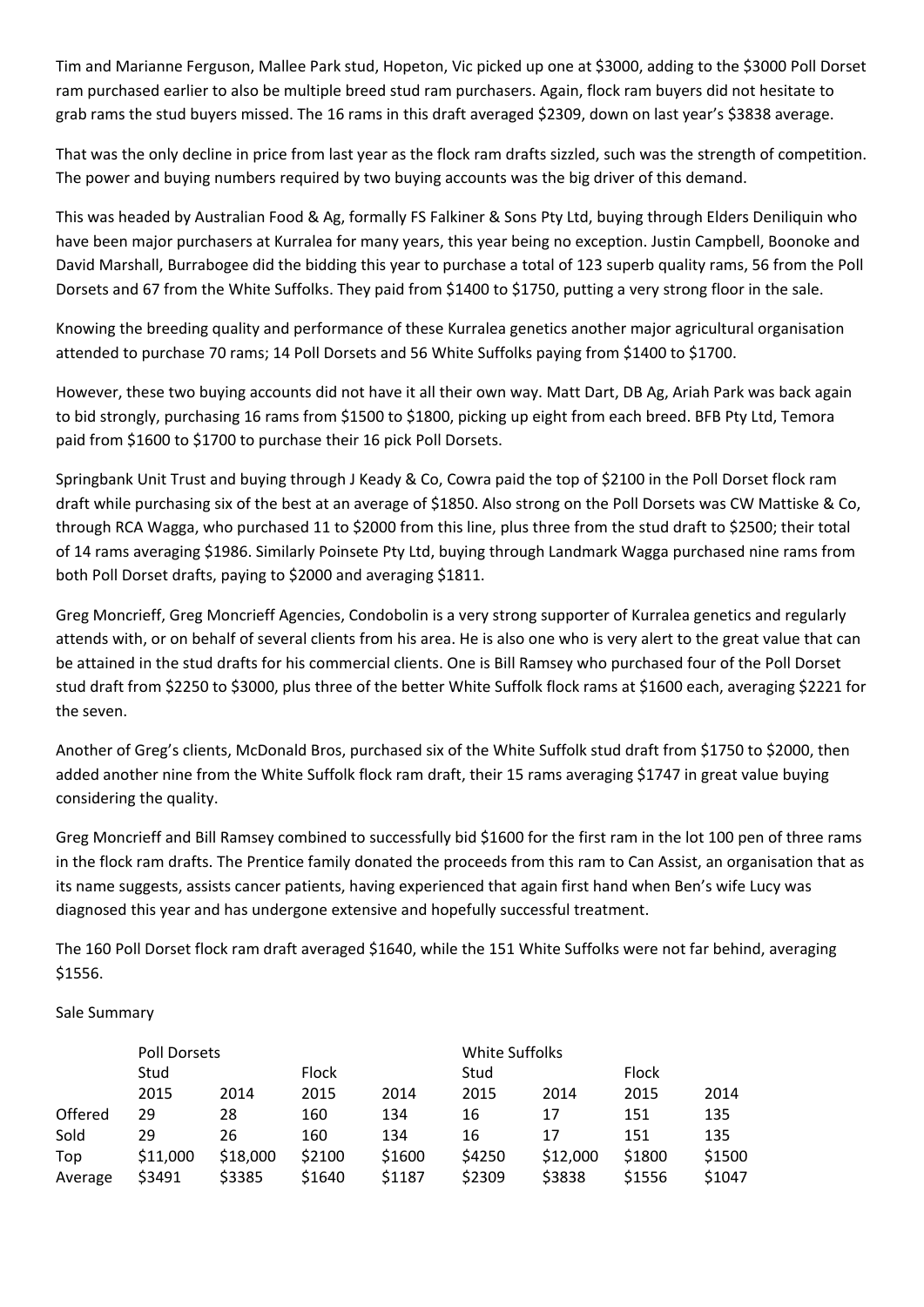Tim and Marianne Ferguson, Mallee Park stud, Hopeton, Vic picked up one at $3000, adding to the $3000 Poll Dorset ram purchased earlier to also be multiple breed stud ram purchasers. Again, flock ram buyers did not hesitate to grab rams the stud buyers missed. The 16 rams in this draft averaged $2309, down on last year's $3838 average.

That was the only decline in price from last year as the flock ram drafts sizzled, such was the strength of competition. The power and buying numbers required by two buying accounts was the big driver of this demand.

This was headed by Australian Food & Ag, formally FS Falkiner & Sons Pty Ltd, buying through Elders Deniliquin who have been major purchasers at Kurralea for many years, this year being no exception. Justin Campbell, Boonoke and David Marshall, Burrabogee did the bidding this year to purchase a total of 123 superb quality rams, 56 from the Poll Dorsets and 67 from the White Suffolks. They paid from $1400 to $1750, putting a very strong floor in the sale.

Knowing the breeding quality and performance of these Kurralea genetics another major agricultural organisation attended to purchase 70 rams; 14 Poll Dorsets and 56 White Suffolks paying from $1400 to $1700.

However, these two buying accounts did not have it all their own way. Matt Dart, DB Ag, Ariah Park was back again to bid strongly, purchasing 16 rams from $1500 to $1800, picking up eight from each breed. BFB Pty Ltd, Temora paid from $1600 to $1700 to purchase their 16 pick Poll Dorsets.

Springbank Unit Trust and buying through J Keady & Co, Cowra paid the top of $2100 in the Poll Dorset flock ram draft while purchasing six of the best at an average of $1850. Also strong on the Poll Dorsets was CW Mattiske & Co, through RCA Wagga, who purchased 11 to $2000 from this line, plus three from the stud draft to $2500; their total of 14 rams averaging $1986. Similarly Poinsete Pty Ltd, buying through Landmark Wagga purchased nine rams from both Poll Dorset drafts, paying to $2000 and averaging $1811.

Greg Moncrieff, Greg Moncrieff Agencies, Condobolin is a very strong supporter of Kurralea genetics and regularly attends with, or on behalf of several clients from his area. He is also one who is very alert to the great value that can be attained in the stud drafts for his commercial clients. One is Bill Ramsey who purchased four of the Poll Dorset stud draft from $2250 to $3000, plus three of the better White Suffolk flock rams at $1600 each, averaging $2221 for the seven.

Another of Greg's clients, McDonald Bros, purchased six of the White Suffolk stud draft from $1750 to $2000, then added another nine from the White Suffolk flock ram draft, their 15 rams averaging $1747 in great value buying considering the quality.

Greg Moncrieff and Bill Ramsey combined to successfully bid $1600 for the first ram in the lot 100 pen of three rams in the flock ram drafts. The Prentice family donated the proceeds from this ram to Can Assist, an organisation that as its name suggests, assists cancer patients, having experienced that again first hand when Ben's wife Lucy was diagnosed this year and has undergone extensive and hopefully successful treatment.

The 160 Poll Dorset flock ram draft averaged $1640, while the 151 White Suffolks were not far behind, averaging $1556.

Sale Summary

| | Poll Dorsets | | | | White Suffolks | | | |
|---|---|---|---|---|---|---|---|---|
| | Stud | | Flock | | Stud | | Flock | |
| | 2015 | 2014 | 2015 | 2014 | 2015 | 2014 | 2015 | 2014 |
| Offered | 29 | 28 | 160 | 134 | 16 | 17 | 151 | 135 |
| Sold | 29 | 26 | 160 | 134 | 16 | 17 | 151 | 135 |
| Top | $11,000 | $18,000 | $2100 | $1600 | $4250 | $12,000 | $1800 | $1500 |
| Average | $3491 | $3385 | $1640 | $1187 | $2309 | $3838 | $1556 | $1047 |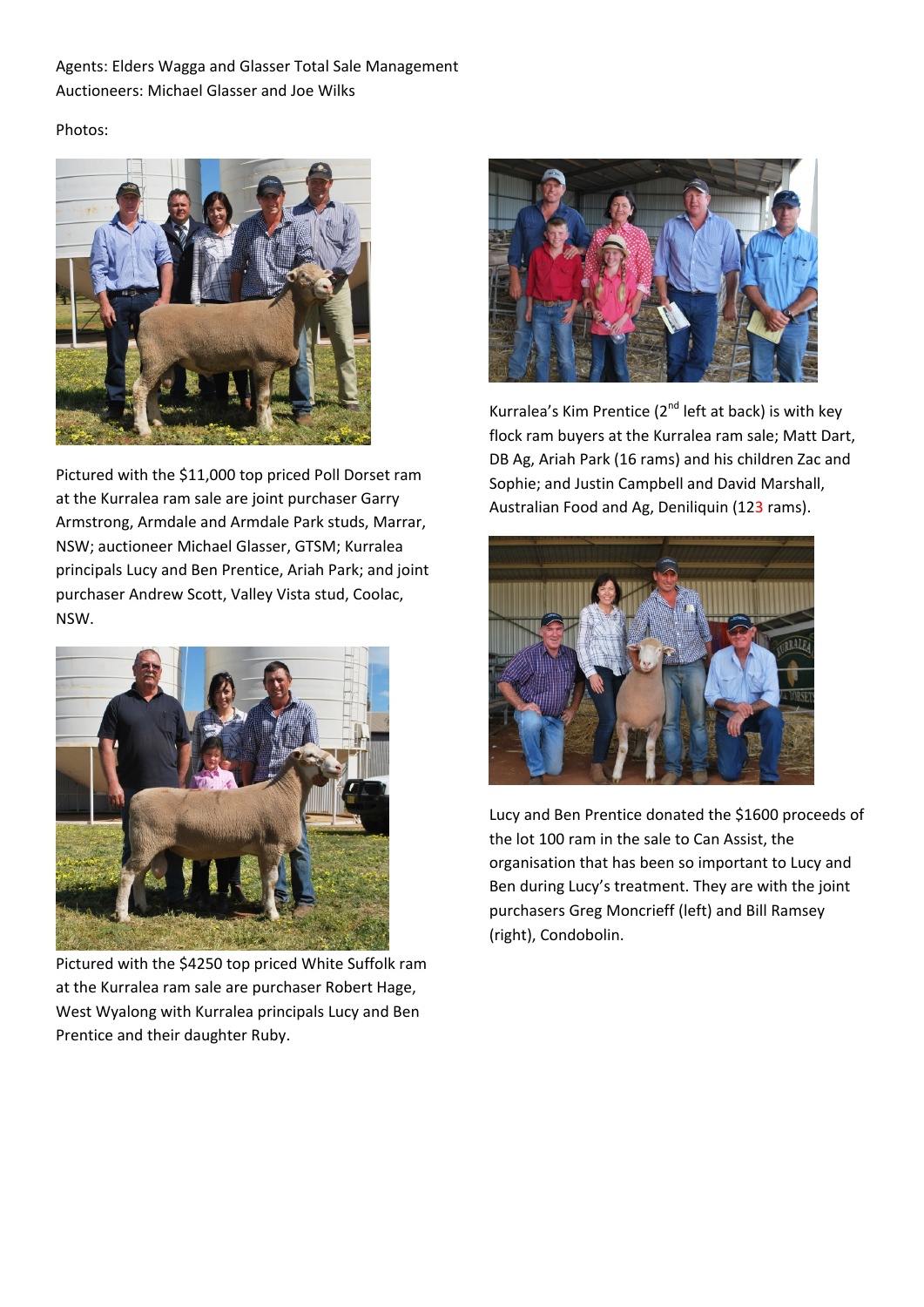Agents: Elders Wagga and Glasser Total Sale Management
Auctioneers: Michael Glasser and Joe Wilks

Photos:

Pictured with the $11,000 top priced Poll Dorset ram at the Kurralea ram sale are joint purchaser Garry Armstrong, Armdale and Armdale Park studs, Marrar, NSW; auctioneer Michael Glasser, GTSM; Kurralea principals Lucy and Ben Prentice, Ariah Park; and joint purchaser Andrew Scott, Valley Vista stud, Coolac, NSW.

Pictured with the $4250 top priced White Suffolk ram at the Kurralea ram sale are purchaser Robert Hage, West Wyalong with Kurralea principals Lucy and Ben Prentice and their daughter Ruby.

Kurralea's Kim Prentice (2nd left at back) is with key flock ram buyers at the Kurralea ram sale; Matt Dart, DB Ag, Ariah Park (16 rams) and his children Zac and Sophie; and Justin Campbell and David Marshall, Australian Food and Ag, Deniliquin (123 rams).

Lucy and Ben Prentice donated the $1600 proceeds of the lot 100 ram in the sale to Can Assist, the organisation that has been so important to Lucy and Ben during Lucy's treatment. They are with the joint purchasers Greg Moncrieff (left) and Bill Ramsey (right), Condobolin.